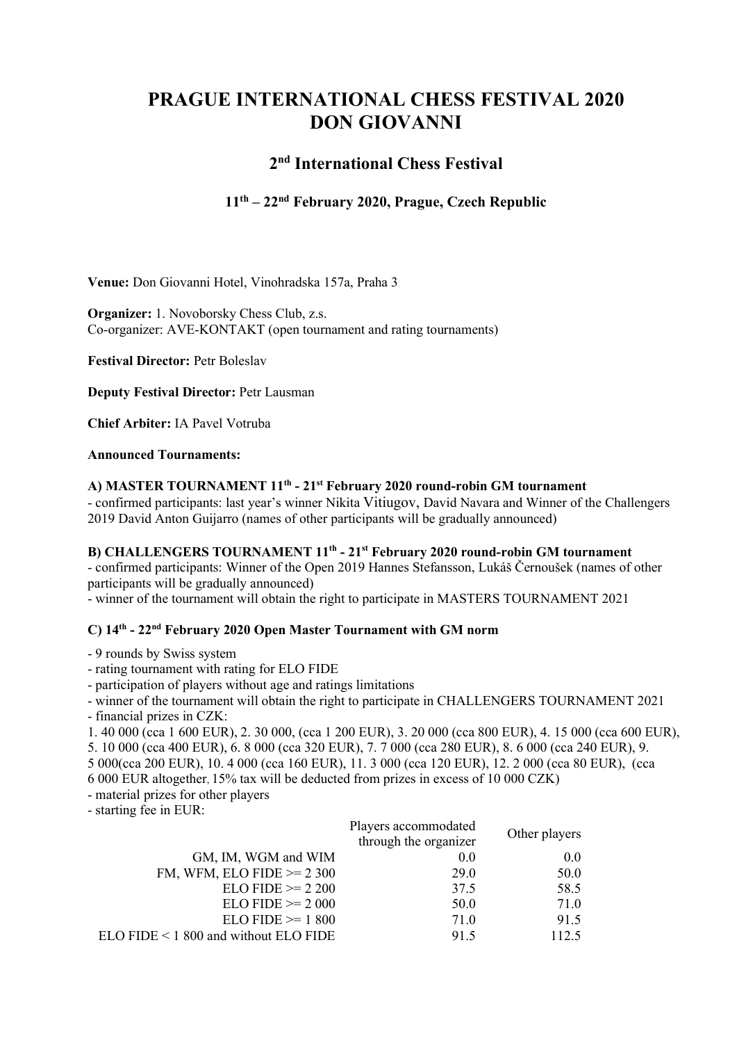# PRAGUE INTERNATIONAL CHESS FESTIVAL 2020
# DON GIOVANNI

## 2nd International Chess Festival

### 11th – 22nd February 2020, Prague, Czech Republic

**Venue:** Don Giovanni Hotel, Vinohradska 157a, Praha 3

**Organizer:** 1. Novoborsky Chess Club, z.s.
Co-organizer: AVE-KONTAKT (open tournament and rating tournaments)

**Festival Director:** Petr Boleslav

**Deputy Festival Director:** Petr Lausman

**Chief Arbiter:** IA Pavel Votruba

**Announced Tournaments:**

**A) MASTER TOURNAMENT 11th - 21st February 2020 round-robin GM tournament**
- confirmed participants: last year's winner Nikita Vitiugov, David Navara and Winner of the Challengers 2019 David Anton Guijarro (names of other participants will be gradually announced)

**B) CHALLENGERS TOURNAMENT 11th - 21st February 2020 round-robin GM tournament**
- confirmed participants: Winner of the Open 2019 Hannes Stefansson, Lukáš Černoušek (names of other participants will be gradually announced)
- winner of the tournament will obtain the right to participate in MASTERS TOURNAMENT 2021

**C) 14th - 22nd February 2020 Open Master Tournament with GM norm**

- 9 rounds by Swiss system
- rating tournament with rating for ELO FIDE
- participation of players without age and ratings limitations
- winner of the tournament will obtain the right to participate in CHALLENGERS TOURNAMENT 2021
- financial prizes in CZK:

1. 40 000 (cca 1 600 EUR), 2. 30 000, (cca 1 200 EUR), 3. 20 000 (cca 800 EUR), 4. 15 000 (cca 600 EUR), 5. 10 000 (cca 400 EUR), 6. 8 000 (cca 320 EUR), 7. 7 000 (cca 280 EUR), 8. 6 000 (cca 240 EUR), 9. 5 000(cca 200 EUR), 10. 4 000 (cca 160 EUR), 11. 3 000 (cca 120 EUR), 12. 2 000 (cca 80 EUR), (cca 6 000 EUR altogether, 15% tax will be deducted from prizes in excess of 10 000 CZK)

- material prizes for other players
- starting fee in EUR:

| | Players accommodated through the organizer | Other players |
|---|---|---|
| GM, IM, WGM and WIM | 0.0 | 0.0 |
| FM, WFM, ELO FIDE >= 2 300 | 29.0 | 50.0 |
| ELO FIDE >= 2 200 | 37.5 | 58.5 |
| ELO FIDE >= 2 000 | 50.0 | 71.0 |
| ELO FIDE >= 1 800 | 71.0 | 91.5 |
| ELO FIDE < 1 800 and without ELO FIDE | 91.5 | 112.5 |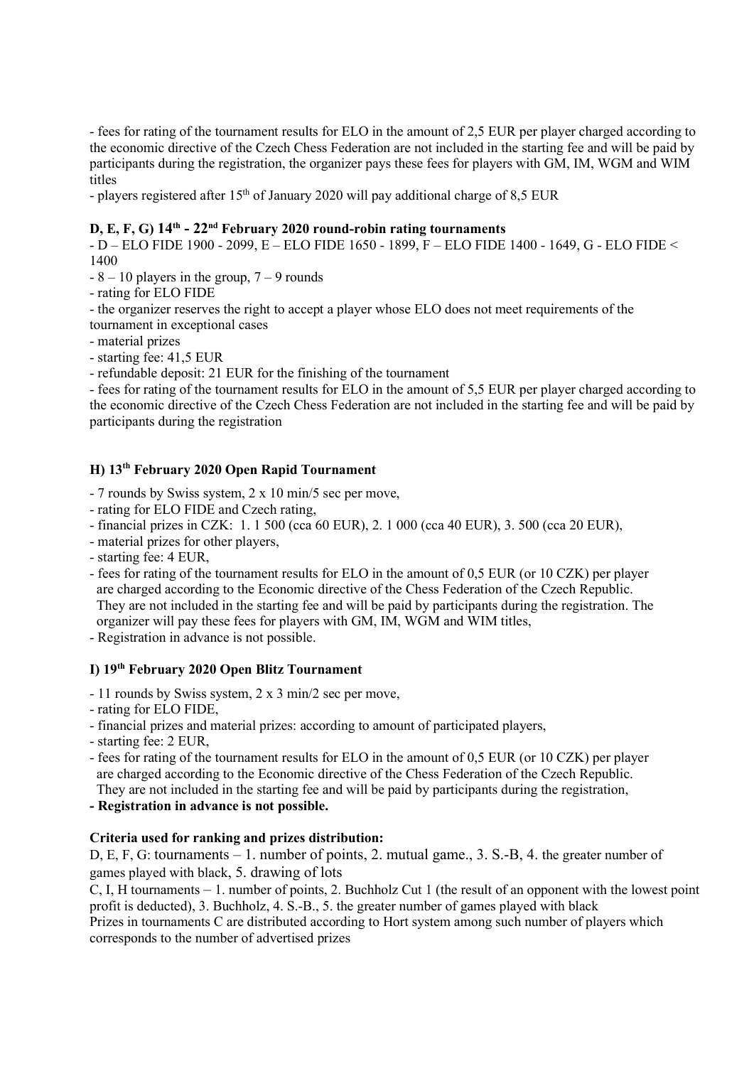- fees for rating of the tournament results for ELO in the amount of 2,5 EUR per player charged according to the economic directive of the Czech Chess Federation are not included in the starting fee and will be paid by participants during the registration, the organizer pays these fees for players with GM, IM, WGM and WIM titles
- players registered after 15th of January 2020 will pay additional charge of 8,5 EUR

**D, E, F, G) 14th - 22nd February 2020 round-robin rating tournaments**

- D – ELO FIDE 1900 - 2099, E – ELO FIDE 1650 - 1899, F – ELO FIDE 1400 - 1649, G - ELO FIDE < 1400
- 8 – 10 players in the group, 7 – 9 rounds
- rating for ELO FIDE
- the organizer reserves the right to accept a player whose ELO does not meet requirements of the tournament in exceptional cases
- material prizes
- starting fee: 41,5 EUR
- refundable deposit: 21 EUR for the finishing of the tournament
- fees for rating of the tournament results for ELO in the amount of 5,5 EUR per player charged according to the economic directive of the Czech Chess Federation are not included in the starting fee and will be paid by participants during the registration

**H) 13th February 2020 Open Rapid Tournament**

- 7 rounds by Swiss system, 2 x 10 min/5 sec per move,
- rating for ELO FIDE and Czech rating,
- financial prizes in CZK: 1. 1 500 (cca 60 EUR), 2. 1 000 (cca 40 EUR), 3. 500 (cca 20 EUR),
- material prizes for other players,
- starting fee: 4 EUR,
- fees for rating of the tournament results for ELO in the amount of 0,5 EUR (or 10 CZK) per player are charged according to the Economic directive of the Chess Federation of the Czech Republic. They are not included in the starting fee and will be paid by participants during the registration. The organizer will pay these fees for players with GM, IM, WGM and WIM titles,
- Registration in advance is not possible.

**I) 19th February 2020 Open Blitz Tournament**

- 11 rounds by Swiss system, 2 x 3 min/2 sec per move,
- rating for ELO FIDE,
- financial prizes and material prizes: according to amount of participated players,
- starting fee: 2 EUR,
- fees for rating of the tournament results for ELO in the amount of 0,5 EUR (or 10 CZK) per player are charged according to the Economic directive of the Chess Federation of the Czech Republic. They are not included in the starting fee and will be paid by participants during the registration,
- **Registration in advance is not possible.**

**Criteria used for ranking and prizes distribution:**

D, E, F, G: tournaments – 1. number of points, 2. mutual game., 3. S.-B, 4. the greater number of games played with black, 5. drawing of lots

C, I, H tournaments – 1. number of points, 2. Buchholz Cut 1 (the result of an opponent with the lowest point profit is deducted), 3. Buchholz, 4. S.-B., 5. the greater number of games played with black

Prizes in tournaments C are distributed according to Hort system among such number of players which corresponds to the number of advertised prizes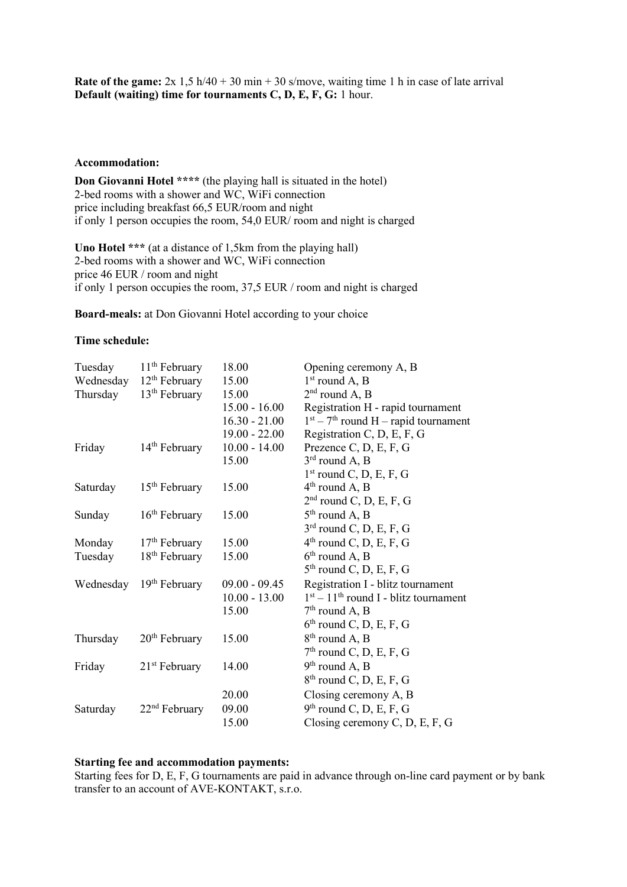**Rate of the game:** 2x 1,5 h/40 + 30 min + 30 s/move, waiting time 1 h in case of late arrival
**Default (waiting) time for tournaments C, D, E, F, G:** 1 hour.

**Accommodation:**

**Don Giovanni Hotel ****** (the playing hall is situated in the hotel)
2-bed rooms with a shower and WC, WiFi connection
price including breakfast 66,5 EUR/room and night
if only 1 person occupies the room, 54,0 EUR/ room and night is charged

**Uno Hotel ***** (at a distance of 1,5km from the playing hall)
2-bed rooms with a shower and WC, WiFi connection
price 46 EUR / room and night
if only 1 person occupies the room, 37,5 EUR / room and night is charged

**Board-meals:** at Don Giovanni Hotel according to your choice

**Time schedule:**

| Day | Date | Time | Event |
|---|---|---|---|
| Tuesday | 11th February | 18.00 | Opening ceremony A, B |
| Wednesday | 12th February | 15.00 | 1st round A, B |
| Thursday | 13th February | 15.00 | 2nd round A, B |
| | | 15.00 - 16.00 | Registration H - rapid tournament |
| | | 16.30 - 21.00 | 1st – 7th round H – rapid tournament |
| | | 19.00 - 22.00 | Registration C, D, E, F, G |
| Friday | 14th February | 10.00 - 14.00 | Prezence C, D, E, F, G |
| | | 15.00 | 3rd round A, B |
| | | | 1st round C, D, E, F, G |
| Saturday | 15th February | 15.00 | 4th round A, B |
| | | | 2nd round C, D, E, F, G |
| Sunday | 16th February | 15.00 | 5th round A, B |
| | | | 3rd round C, D, E, F, G |
| Monday | 17th February | 15.00 | 4th round C, D, E, F, G |
| Tuesday | 18th February | 15.00 | 6th round A, B |
| | | | 5th round C, D, E, F, G |
| Wednesday | 19th February | 09.00 - 09.45 | Registration I - blitz tournament |
| | | 10.00 - 13.00 | 1st – 11th round I - blitz tournament |
| | | 15.00 | 7th round A, B |
| | | | 6th round C, D, E, F, G |
| Thursday | 20th February | 15.00 | 8th round A, B |
| | | | 7th round C, D, E, F, G |
| Friday | 21st February | 14.00 | 9th round A, B |
| | | | 8th round C, D, E, F, G |
| | | 20.00 | Closing ceremony A, B |
| Saturday | 22nd February | 09.00 | 9th round C, D, E, F, G |
| | | 15.00 | Closing ceremony C, D, E, F, G |

**Starting fee and accommodation payments:**
Starting fees for D, E, F, G tournaments are paid in advance through on-line card payment or by bank transfer to an account of AVE-KONTAKT, s.r.o.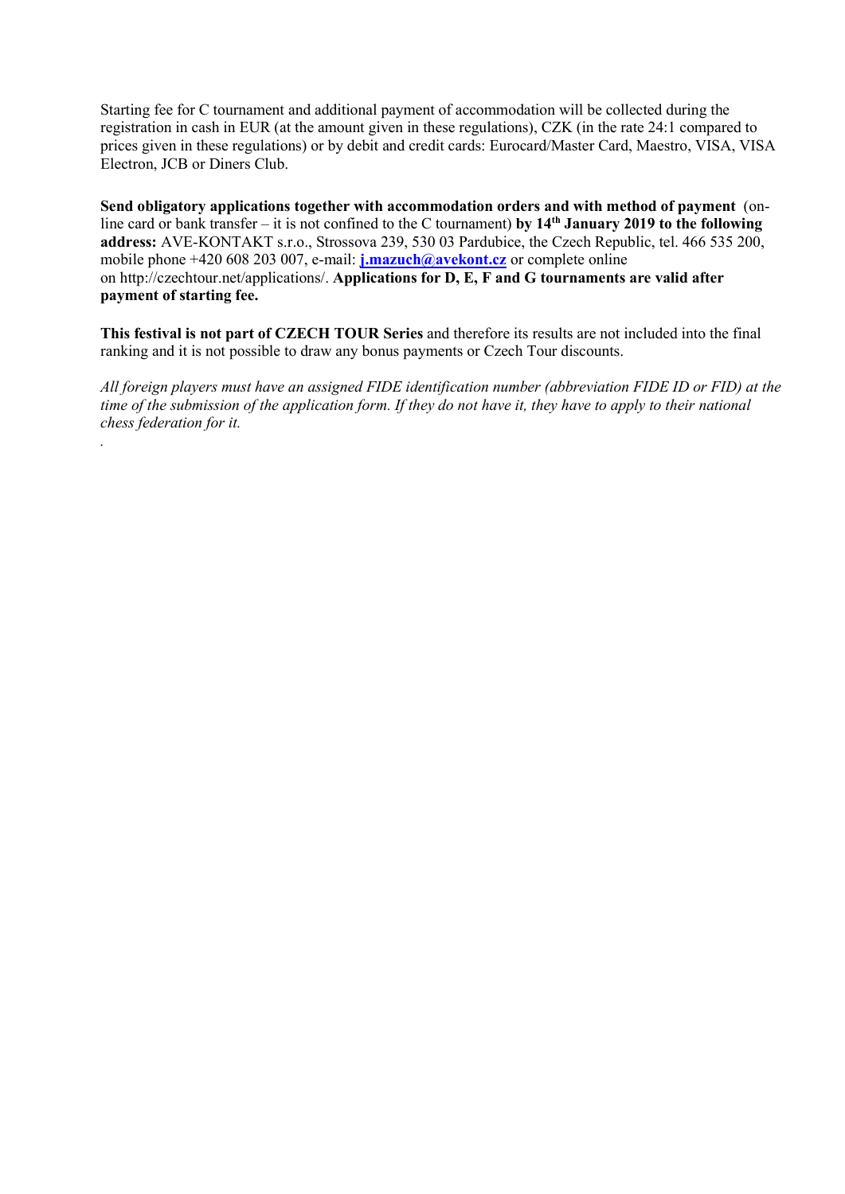Starting fee for C tournament and additional payment of accommodation will be collected during the registration in cash in EUR (at the amount given in these regulations), CZK (in the rate 24:1 compared to prices given in these regulations) or by debit and credit cards: Eurocard/Master Card, Maestro, VISA, VISA Electron, JCB or Diners Club.

**Send obligatory applications together with accommodation orders and with method of payment** (on-line card or bank transfer – it is not confined to the C tournament) **by 14th January 2019 to the following address:** AVE-KONTAKT s.r.o., Strossova 239, 530 03 Pardubice, the Czech Republic, tel. 466 535 200, mobile phone +420 608 203 007, e-mail: **j.mazuch@avekont.cz** or complete online on http://czechtour.net/applications/. **Applications for D, E, F and G tournaments are valid after payment of starting fee.**

**This festival is not part of CZECH TOUR Series** and therefore its results are not included into the final ranking and it is not possible to draw any bonus payments or Czech Tour discounts.

*All foreign players must have an assigned FIDE identification number (abbreviation FIDE ID or FID) at the time of the submission of the application form. If they do not have it, they have to apply to their national chess federation for it.*

.